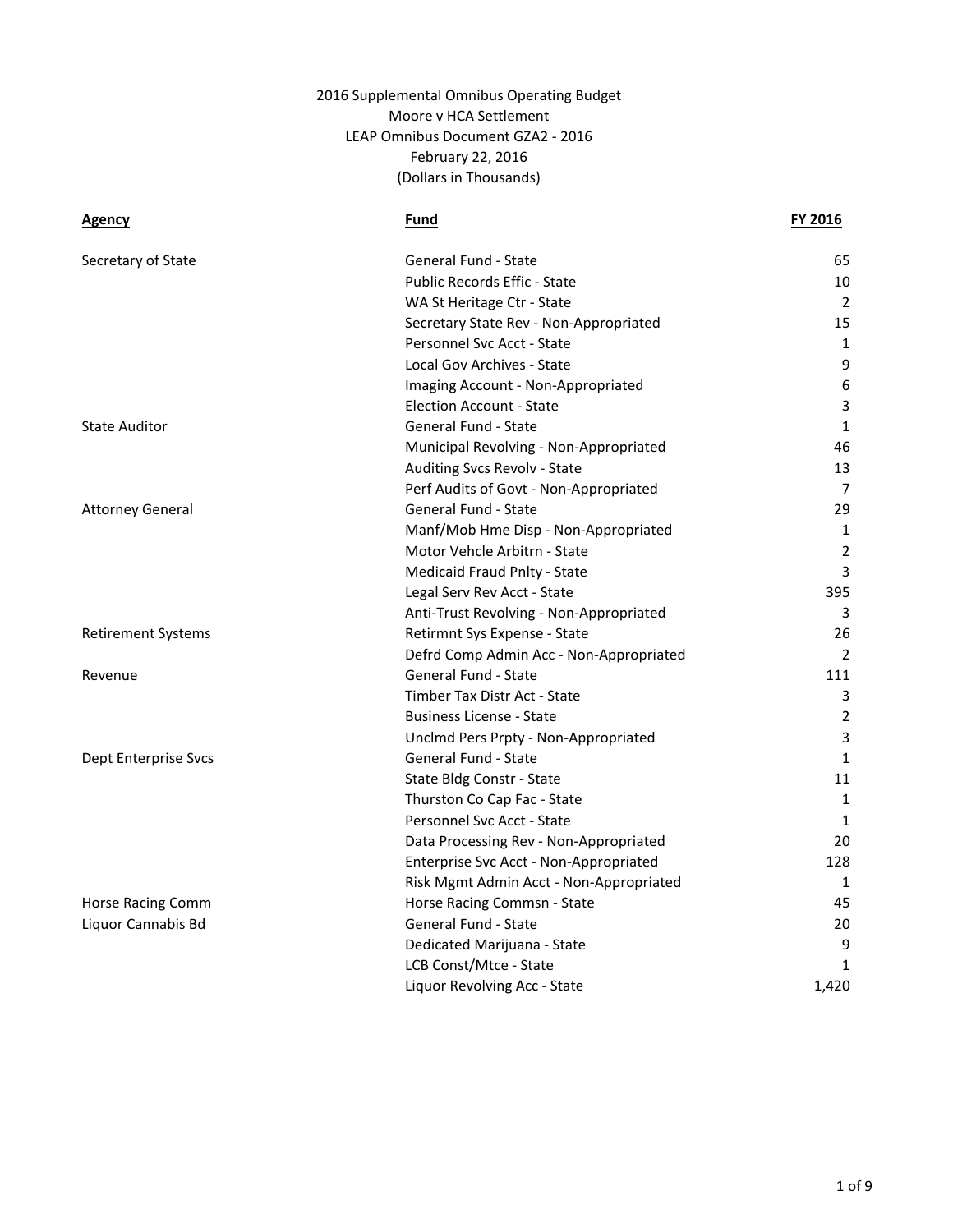2016 Supplemental Omnibus Operating Budget
Moore v HCA Settlement
LEAP Omnibus Document GZA2 - 2016
February 22, 2016
(Dollars in Thousands)

| Agency | Fund | FY 2016 |
|---|---|---|
| Secretary of State | General Fund - State | 65 |
| | Public Records Effic - State | 10 |
| | WA St Heritage Ctr - State | 2 |
| | Secretary State Rev - Non-Appropriated | 15 |
| | Personnel Svc Acct - State | 1 |
| | Local Gov Archives - State | 9 |
| | Imaging Account - Non-Appropriated | 6 |
| | Election Account - State | 3 |
| State Auditor | General Fund - State | 1 |
| | Municipal Revolving - Non-Appropriated | 46 |
| | Auditing Svcs Revolv - State | 13 |
| | Perf Audits of Govt - Non-Appropriated | 7 |
| Attorney General | General Fund - State | 29 |
| | Manf/Mob Hme Disp - Non-Appropriated | 1 |
| | Motor Vehcle Arbitrn - State | 2 |
| | Medicaid Fraud Pnlty - State | 3 |
| | Legal Serv Rev Acct - State | 395 |
| | Anti-Trust Revolving - Non-Appropriated | 3 |
| Retirement Systems | Retirmnt Sys Expense - State | 26 |
| | Defrd Comp Admin Acc - Non-Appropriated | 2 |
| Revenue | General Fund - State | 111 |
| | Timber Tax Distr Act - State | 3 |
| | Business License - State | 2 |
| | Unclmd Pers Prpty - Non-Appropriated | 3 |
| Dept Enterprise Svcs | General Fund - State | 1 |
| | State Bldg Constr - State | 11 |
| | Thurston Co Cap Fac - State | 1 |
| | Personnel Svc Acct - State | 1 |
| | Data Processing Rev - Non-Appropriated | 20 |
| | Enterprise Svc Acct - Non-Appropriated | 128 |
| | Risk Mgmt Admin Acct - Non-Appropriated | 1 |
| Horse Racing Comm | Horse Racing Commsn - State | 45 |
| Liquor Cannabis Bd | General Fund - State | 20 |
| | Dedicated Marijuana - State | 9 |
| | LCB Const/Mtce - State | 1 |
| | Liquor Revolving Acc - State | 1,420 |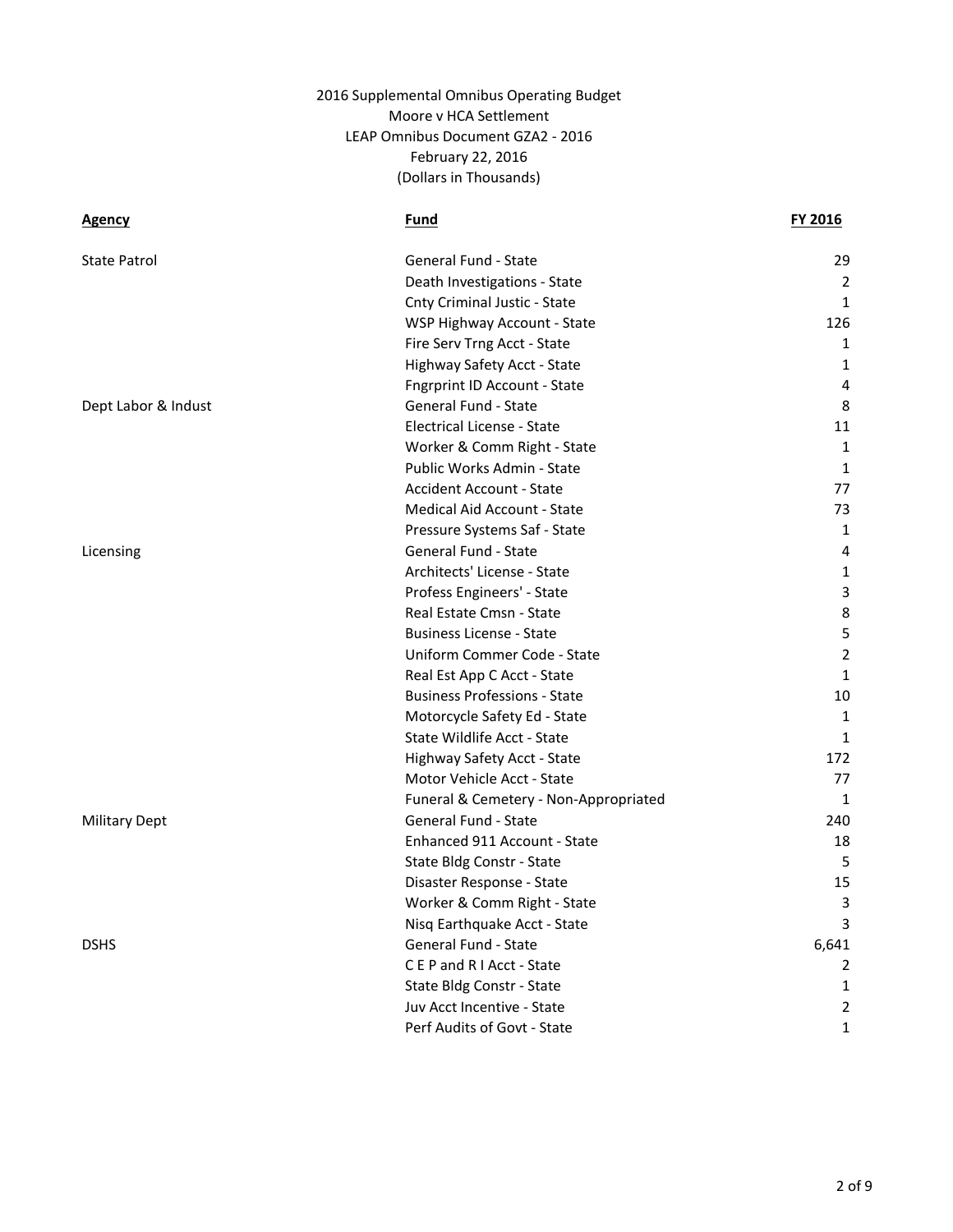2016 Supplemental Omnibus Operating Budget
Moore v HCA Settlement
LEAP Omnibus Document GZA2 - 2016
February 22, 2016
(Dollars in Thousands)

| Agency | Fund | FY 2016 |
| --- | --- | --- |
| State Patrol | General Fund - State | 29 |
| | Death Investigations - State | 2 |
| | Cnty Criminal Justic - State | 1 |
| | WSP Highway Account - State | 126 |
| | Fire Serv Trng Acct - State | 1 |
| | Highway Safety Acct - State | 1 |
| | Fngrprint ID Account - State | 4 |
| Dept Labor & Indust | General Fund - State | 8 |
| | Electrical License - State | 11 |
| | Worker & Comm Right - State | 1 |
| | Public Works Admin - State | 1 |
| | Accident Account - State | 77 |
| | Medical Aid Account - State | 73 |
| | Pressure Systems Saf - State | 1 |
| Licensing | General Fund - State | 4 |
| | Architects' License - State | 1 |
| | Profess Engineers' - State | 3 |
| | Real Estate Cmsn - State | 8 |
| | Business License - State | 5 |
| | Uniform Commer Code - State | 2 |
| | Real Est App C Acct - State | 1 |
| | Business Professions - State | 10 |
| | Motorcycle Safety Ed - State | 1 |
| | State Wildlife Acct - State | 1 |
| | Highway Safety Acct - State | 172 |
| | Motor Vehicle Acct - State | 77 |
| | Funeral & Cemetery - Non-Appropriated | 1 |
| Military Dept | General Fund - State | 240 |
| | Enhanced 911 Account - State | 18 |
| | State Bldg Constr - State | 5 |
| | Disaster Response - State | 15 |
| | Worker & Comm Right - State | 3 |
| | Nisq Earthquake Acct - State | 3 |
| DSHS | General Fund - State | 6,641 |
| | C E P and R I Acct - State | 2 |
| | State Bldg Constr - State | 1 |
| | Juv Acct Incentive - State | 2 |
| | Perf Audits of Govt - State | 1 |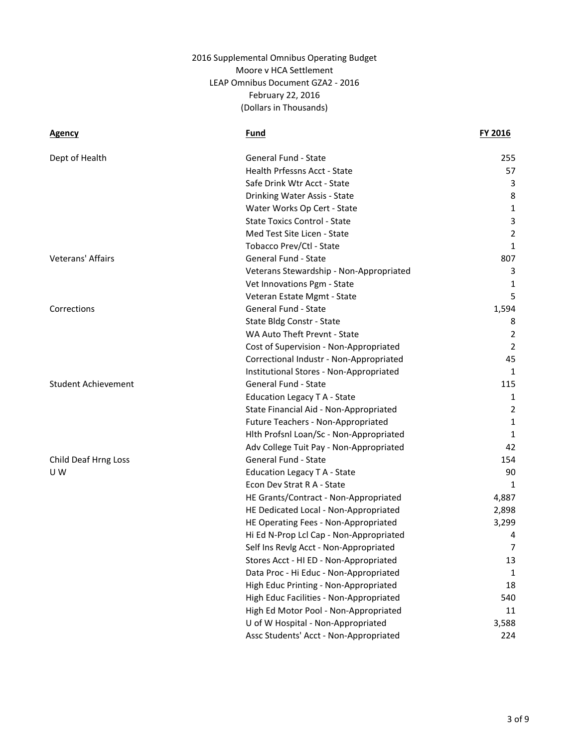2016 Supplemental Omnibus Operating Budget
Moore v HCA Settlement
LEAP Omnibus Document GZA2 - 2016
February 22, 2016
(Dollars in Thousands)

| Agency | Fund | FY 2016 |
|---|---|---|
| Dept of Health | General Fund - State | 255 |
| | Health Prfessns Acct - State | 57 |
| | Safe Drink Wtr Acct - State | 3 |
| | Drinking Water Assis - State | 8 |
| | Water Works Op Cert - State | 1 |
| | State Toxics Control - State | 3 |
| | Med Test Site Licen - State | 2 |
| | Tobacco Prev/Ctl - State | 1 |
| Veterans' Affairs | General Fund - State | 807 |
| | Veterans Stewardship - Non-Appropriated | 3 |
| | Vet Innovations Pgm - State | 1 |
| | Veteran Estate Mgmt - State | 5 |
| Corrections | General Fund - State | 1,594 |
| | State Bldg Constr - State | 8 |
| | WA Auto Theft Prevnt - State | 2 |
| | Cost of Supervision - Non-Appropriated | 2 |
| | Correctional Industr - Non-Appropriated | 45 |
| | Institutional Stores - Non-Appropriated | 1 |
| Student Achievement | General Fund - State | 115 |
| | Education Legacy T A - State | 1 |
| | State Financial Aid - Non-Appropriated | 2 |
| | Future Teachers - Non-Appropriated | 1 |
| | Hlth Profsnl Loan/Sc - Non-Appropriated | 1 |
| | Adv College Tuit Pay - Non-Appropriated | 42 |
| Child Deaf Hrng Loss | General Fund - State | 154 |
| U W | Education Legacy T A - State | 90 |
| | Econ Dev Strat R A - State | 1 |
| | HE Grants/Contract - Non-Appropriated | 4,887 |
| | HE Dedicated Local - Non-Appropriated | 2,898 |
| | HE Operating Fees - Non-Appropriated | 3,299 |
| | Hi Ed N-Prop Lcl Cap - Non-Appropriated | 4 |
| | Self Ins Revlg Acct - Non-Appropriated | 7 |
| | Stores Acct - HI ED - Non-Appropriated | 13 |
| | Data Proc - Hi Educ - Non-Appropriated | 1 |
| | High Educ Printing - Non-Appropriated | 18 |
| | High Educ Facilities - Non-Appropriated | 540 |
| | High Ed Motor Pool - Non-Appropriated | 11 |
| | U of W Hospital - Non-Appropriated | 3,588 |
| | Assc Students' Acct - Non-Appropriated | 224 |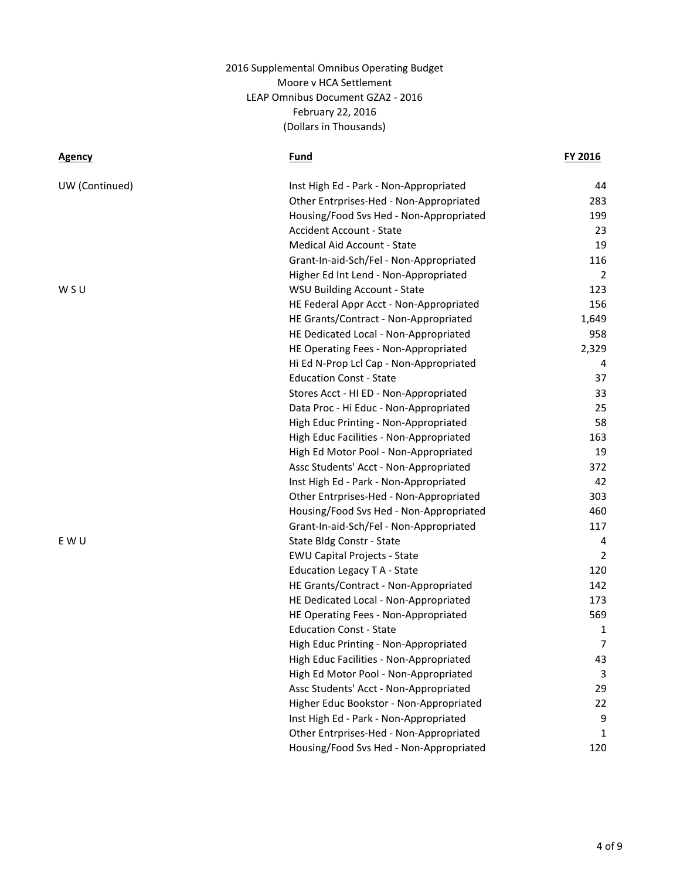2016 Supplemental Omnibus Operating Budget
Moore v HCA Settlement
LEAP Omnibus Document GZA2 - 2016
February 22, 2016
(Dollars in Thousands)

| Agency | Fund | FY 2016 |
| --- | --- | --- |
| UW (Continued) | Inst High Ed - Park - Non-Appropriated | 44 |
| | Other Entrprises-Hed - Non-Appropriated | 283 |
| | Housing/Food Svs Hed - Non-Appropriated | 199 |
| | Accident Account - State | 23 |
| | Medical Aid Account - State | 19 |
| | Grant-In-aid-Sch/Fel - Non-Appropriated | 116 |
| | Higher Ed Int Lend - Non-Appropriated | 2 |
| W S U | WSU Building Account - State | 123 |
| | HE Federal Appr Acct - Non-Appropriated | 156 |
| | HE Grants/Contract - Non-Appropriated | 1,649 |
| | HE Dedicated Local - Non-Appropriated | 958 |
| | HE Operating Fees - Non-Appropriated | 2,329 |
| | Hi Ed N-Prop Lcl Cap - Non-Appropriated | 4 |
| | Education Const - State | 37 |
| | Stores Acct - HI ED - Non-Appropriated | 33 |
| | Data Proc - Hi Educ - Non-Appropriated | 25 |
| | High Educ Printing - Non-Appropriated | 58 |
| | High Educ Facilities - Non-Appropriated | 163 |
| | High Ed Motor Pool - Non-Appropriated | 19 |
| | Assc Students' Acct - Non-Appropriated | 372 |
| | Inst High Ed - Park - Non-Appropriated | 42 |
| | Other Entrprises-Hed - Non-Appropriated | 303 |
| | Housing/Food Svs Hed - Non-Appropriated | 460 |
| | Grant-In-aid-Sch/Fel - Non-Appropriated | 117 |
| E W U | State Bldg Constr - State | 4 |
| | EWU Capital Projects - State | 2 |
| | Education Legacy T A - State | 120 |
| | HE Grants/Contract - Non-Appropriated | 142 |
| | HE Dedicated Local - Non-Appropriated | 173 |
| | HE Operating Fees - Non-Appropriated | 569 |
| | Education Const - State | 1 |
| | High Educ Printing - Non-Appropriated | 7 |
| | High Educ Facilities - Non-Appropriated | 43 |
| | High Ed Motor Pool - Non-Appropriated | 3 |
| | Assc Students' Acct - Non-Appropriated | 29 |
| | Higher Educ Bookstor - Non-Appropriated | 22 |
| | Inst High Ed - Park - Non-Appropriated | 9 |
| | Other Entrprises-Hed - Non-Appropriated | 1 |
| | Housing/Food Svs Hed - Non-Appropriated | 120 |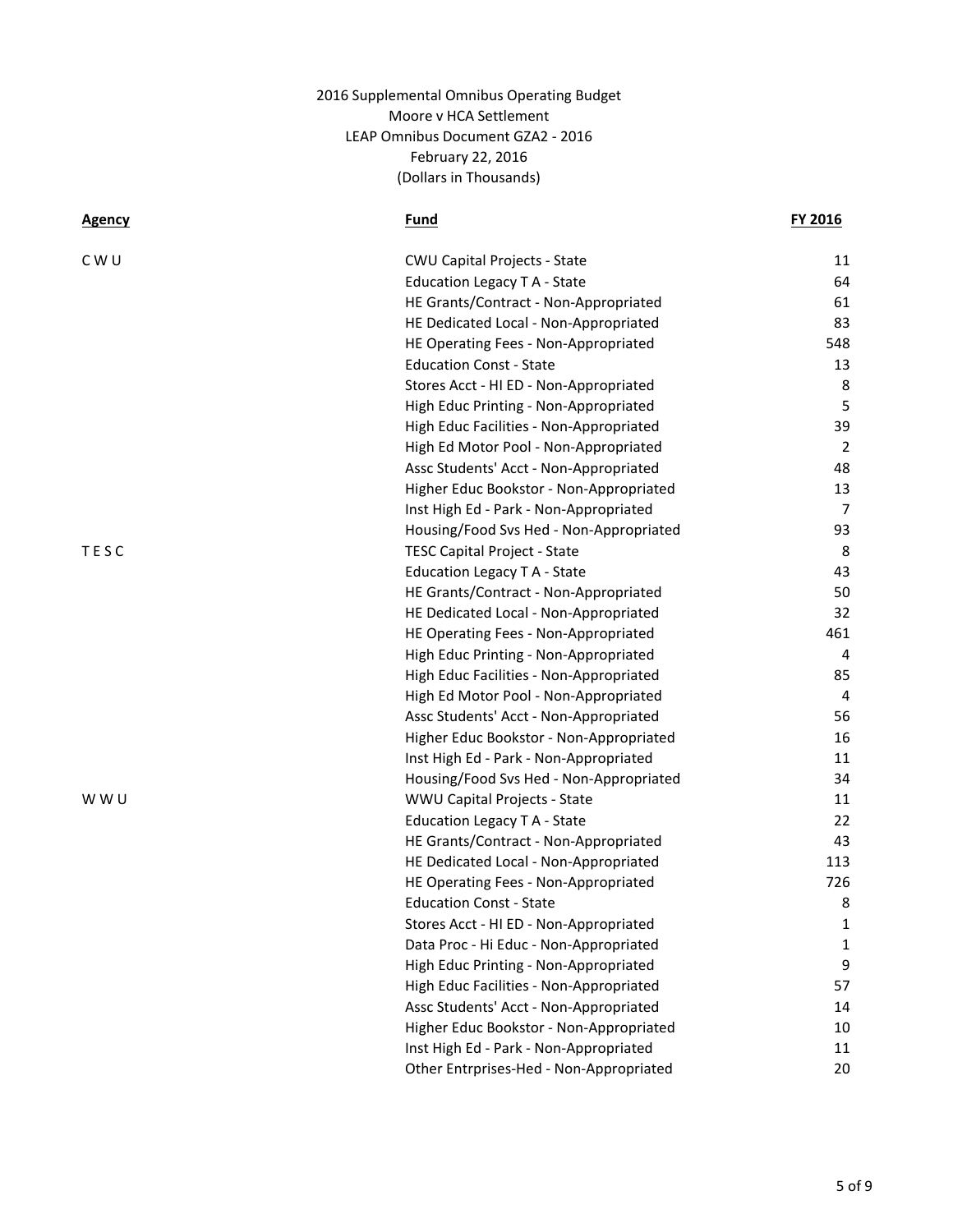2016 Supplemental Omnibus Operating Budget
Moore v HCA Settlement
LEAP Omnibus Document GZA2 - 2016
February 22, 2016
(Dollars in Thousands)

| Agency | Fund | FY 2016 |
|---|---|---|
| C W U | CWU Capital Projects - State | 11 |
| | Education Legacy T A - State | 64 |
| | HE Grants/Contract - Non-Appropriated | 61 |
| | HE Dedicated Local - Non-Appropriated | 83 |
| | HE Operating Fees - Non-Appropriated | 548 |
| | Education Const - State | 13 |
| | Stores Acct - HI ED - Non-Appropriated | 8 |
| | High Educ Printing - Non-Appropriated | 5 |
| | High Educ Facilities - Non-Appropriated | 39 |
| | High Ed Motor Pool - Non-Appropriated | 2 |
| | Assc Students' Acct - Non-Appropriated | 48 |
| | Higher Educ Bookstor - Non-Appropriated | 13 |
| | Inst High Ed - Park - Non-Appropriated | 7 |
| | Housing/Food Svs Hed - Non-Appropriated | 93 |
| T E S C | TESC Capital Project - State | 8 |
| | Education Legacy T A - State | 43 |
| | HE Grants/Contract - Non-Appropriated | 50 |
| | HE Dedicated Local - Non-Appropriated | 32 |
| | HE Operating Fees - Non-Appropriated | 461 |
| | High Educ Printing - Non-Appropriated | 4 |
| | High Educ Facilities - Non-Appropriated | 85 |
| | High Ed Motor Pool - Non-Appropriated | 4 |
| | Assc Students' Acct - Non-Appropriated | 56 |
| | Higher Educ Bookstor - Non-Appropriated | 16 |
| | Inst High Ed - Park - Non-Appropriated | 11 |
| | Housing/Food Svs Hed - Non-Appropriated | 34 |
| W W U | WWU Capital Projects - State | 11 |
| | Education Legacy T A - State | 22 |
| | HE Grants/Contract - Non-Appropriated | 43 |
| | HE Dedicated Local - Non-Appropriated | 113 |
| | HE Operating Fees - Non-Appropriated | 726 |
| | Education Const - State | 8 |
| | Stores Acct - HI ED - Non-Appropriated | 1 |
| | Data Proc - Hi Educ - Non-Appropriated | 1 |
| | High Educ Printing - Non-Appropriated | 9 |
| | High Educ Facilities - Non-Appropriated | 57 |
| | Assc Students' Acct - Non-Appropriated | 14 |
| | Higher Educ Bookstor - Non-Appropriated | 10 |
| | Inst High Ed - Park - Non-Appropriated | 11 |
| | Other Entrprises-Hed - Non-Appropriated | 20 |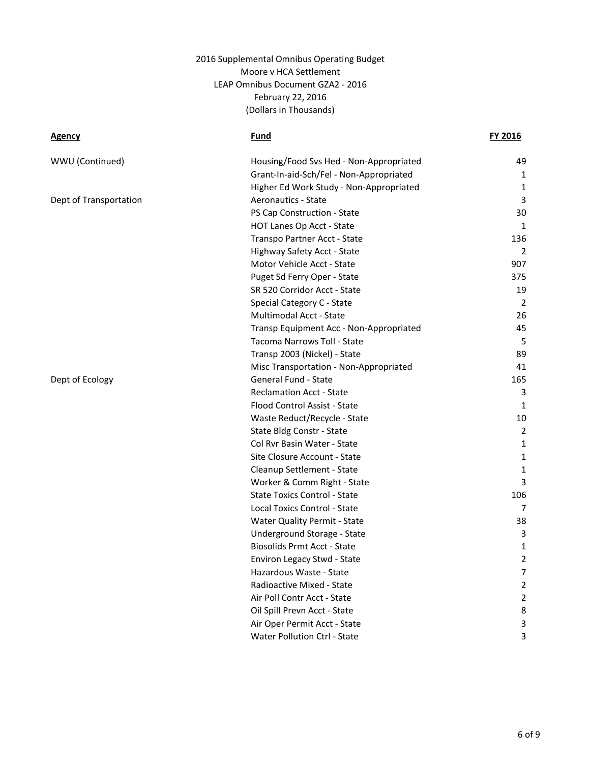2016 Supplemental Omnibus Operating Budget
Moore v HCA Settlement
LEAP Omnibus Document GZA2 - 2016
February 22, 2016
(Dollars in Thousands)

| Agency | Fund | FY 2016 |
|---|---|---|
| WWU (Continued) | Housing/Food Svs Hed - Non-Appropriated | 49 |
| | Grant-In-aid-Sch/Fel - Non-Appropriated | 1 |
| | Higher Ed Work Study - Non-Appropriated | 1 |
| Dept of Transportation | Aeronautics - State | 3 |
| | PS Cap Construction - State | 30 |
| | HOT Lanes Op Acct - State | 1 |
| | Transpo Partner Acct - State | 136 |
| | Highway Safety Acct - State | 2 |
| | Motor Vehicle Acct - State | 907 |
| | Puget Sd Ferry Oper - State | 375 |
| | SR 520 Corridor Acct - State | 19 |
| | Special Category C - State | 2 |
| | Multimodal Acct - State | 26 |
| | Transp Equipment Acc - Non-Appropriated | 45 |
| | Tacoma Narrows Toll - State | 5 |
| | Transp 2003 (Nickel) - State | 89 |
| | Misc Transportation - Non-Appropriated | 41 |
| Dept of Ecology | General Fund - State | 165 |
| | Reclamation Acct - State | 3 |
| | Flood Control Assist - State | 1 |
| | Waste Reduct/Recycle - State | 10 |
| | State Bldg Constr - State | 2 |
| | Col Rvr Basin Water - State | 1 |
| | Site Closure Account - State | 1 |
| | Cleanup Settlement - State | 1 |
| | Worker & Comm Right - State | 3 |
| | State Toxics Control - State | 106 |
| | Local Toxics Control - State | 7 |
| | Water Quality Permit - State | 38 |
| | Underground Storage - State | 3 |
| | Biosolids Prmt Acct - State | 1 |
| | Environ Legacy Stwd - State | 2 |
| | Hazardous Waste - State | 7 |
| | Radioactive Mixed - State | 2 |
| | Air Poll Contr Acct - State | 2 |
| | Oil Spill Prevn Acct - State | 8 |
| | Air Oper Permit Acct - State | 3 |
| | Water Pollution Ctrl - State | 3 |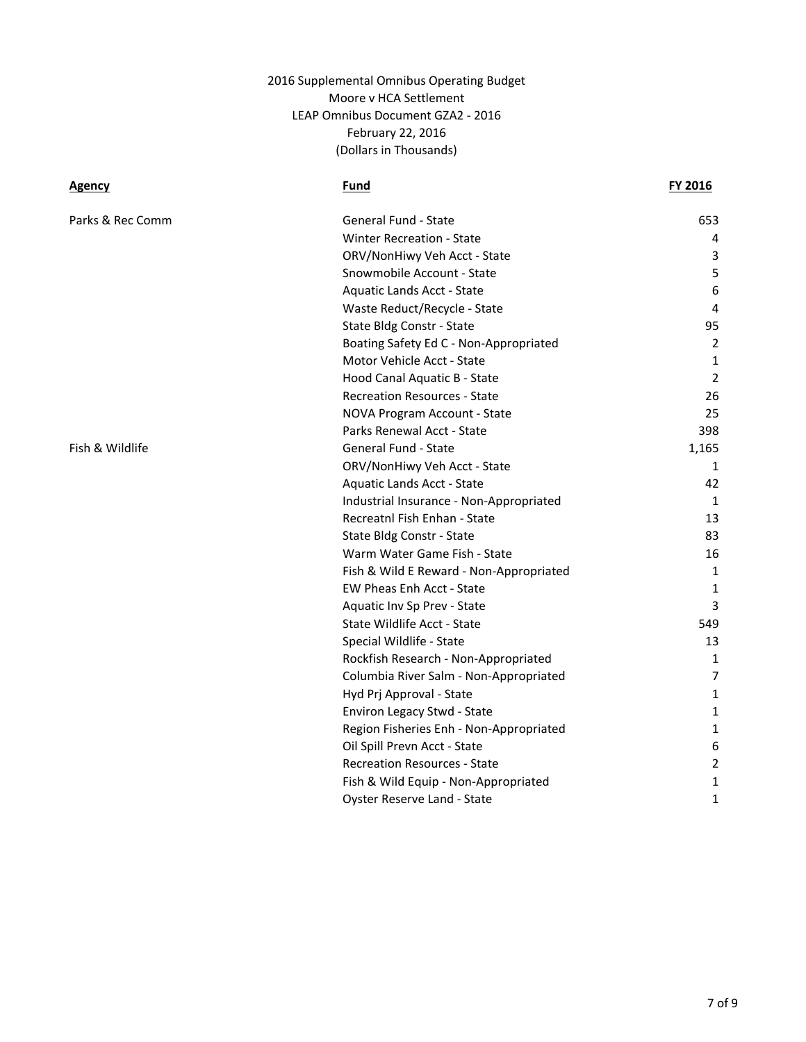2016 Supplemental Omnibus Operating Budget
Moore v HCA Settlement
LEAP Omnibus Document GZA2 - 2016
February 22, 2016
(Dollars in Thousands)

| Agency | Fund | FY 2016 |
| --- | --- | --- |
| Parks & Rec Comm | General Fund - State | 653 |
| | Winter Recreation - State | 4 |
| | ORV/NonHiwy Veh Acct - State | 3 |
| | Snowmobile Account - State | 5 |
| | Aquatic Lands Acct - State | 6 |
| | Waste Reduct/Recycle - State | 4 |
| | State Bldg Constr - State | 95 |
| | Boating Safety Ed C - Non-Appropriated | 2 |
| | Motor Vehicle Acct - State | 1 |
| | Hood Canal Aquatic B - State | 2 |
| | Recreation Resources - State | 26 |
| | NOVA Program Account - State | 25 |
| | Parks Renewal Acct - State | 398 |
| Fish & Wildlife | General Fund - State | 1,165 |
| | ORV/NonHiwy Veh Acct - State | 1 |
| | Aquatic Lands Acct - State | 42 |
| | Industrial Insurance - Non-Appropriated | 1 |
| | Recreatnl Fish Enhan - State | 13 |
| | State Bldg Constr - State | 83 |
| | Warm Water Game Fish - State | 16 |
| | Fish & Wild E Reward - Non-Appropriated | 1 |
| | EW Pheas Enh Acct - State | 1 |
| | Aquatic Inv Sp Prev - State | 3 |
| | State Wildlife Acct - State | 549 |
| | Special Wildlife - State | 13 |
| | Rockfish Research - Non-Appropriated | 1 |
| | Columbia River Salm - Non-Appropriated | 7 |
| | Hyd Prj Approval - State | 1 |
| | Environ Legacy Stwd - State | 1 |
| | Region Fisheries Enh - Non-Appropriated | 1 |
| | Oil Spill Prevn Acct - State | 6 |
| | Recreation Resources - State | 2 |
| | Fish & Wild Equip - Non-Appropriated | 1 |
| | Oyster Reserve Land - State | 1 |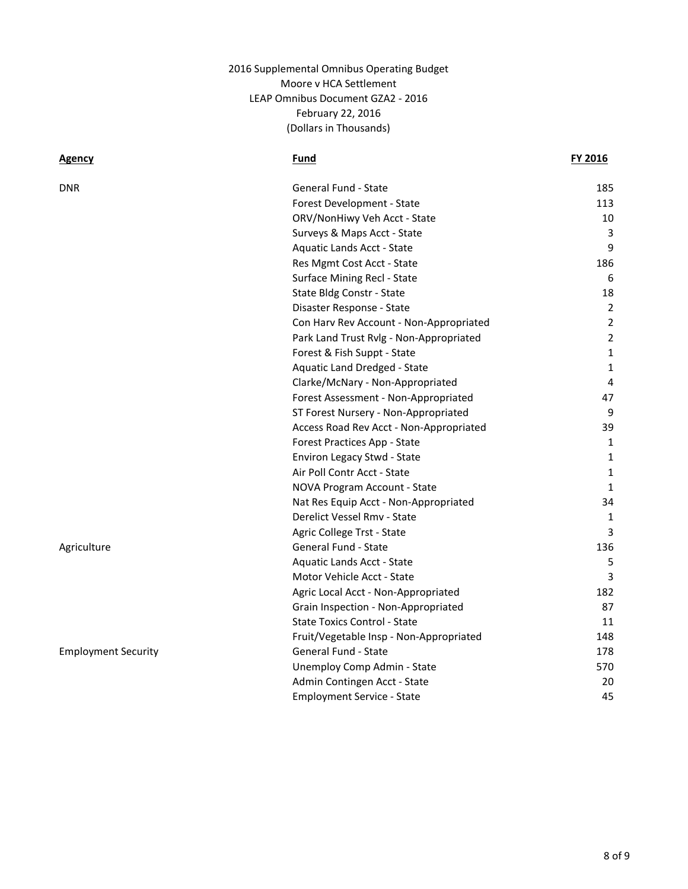2016 Supplemental Omnibus Operating Budget
Moore v HCA Settlement
LEAP Omnibus Document GZA2 - 2016
February 22, 2016
(Dollars in Thousands)

| Agency | Fund | FY 2016 |
|---|---|---|
| DNR | General Fund - State | 185 |
| | Forest Development - State | 113 |
| | ORV/NonHiwy Veh Acct - State | 10 |
| | Surveys & Maps Acct - State | 3 |
| | Aquatic Lands Acct - State | 9 |
| | Res Mgmt Cost Acct - State | 186 |
| | Surface Mining Recl - State | 6 |
| | State Bldg Constr - State | 18 |
| | Disaster Response - State | 2 |
| | Con Harv Rev Account - Non-Appropriated | 2 |
| | Park Land Trust Rvlg - Non-Appropriated | 2 |
| | Forest & Fish Suppt - State | 1 |
| | Aquatic Land Dredged - State | 1 |
| | Clarke/McNary - Non-Appropriated | 4 |
| | Forest Assessment - Non-Appropriated | 47 |
| | ST Forest Nursery - Non-Appropriated | 9 |
| | Access Road Rev Acct - Non-Appropriated | 39 |
| | Forest Practices App - State | 1 |
| | Environ Legacy Stwd - State | 1 |
| | Air Poll Contr Acct - State | 1 |
| | NOVA Program Account - State | 1 |
| | Nat Res Equip Acct - Non-Appropriated | 34 |
| | Derelict Vessel Rmv - State | 1 |
| | Agric College Trst - State | 3 |
| Agriculture | General Fund - State | 136 |
| | Aquatic Lands Acct - State | 5 |
| | Motor Vehicle Acct - State | 3 |
| | Agric Local Acct - Non-Appropriated | 182 |
| | Grain Inspection - Non-Appropriated | 87 |
| | State Toxics Control - State | 11 |
| | Fruit/Vegetable Insp - Non-Appropriated | 148 |
| Employment Security | General Fund - State | 178 |
| | Unemploy Comp Admin - State | 570 |
| | Admin Contingen Acct - State | 20 |
| | Employment Service - State | 45 |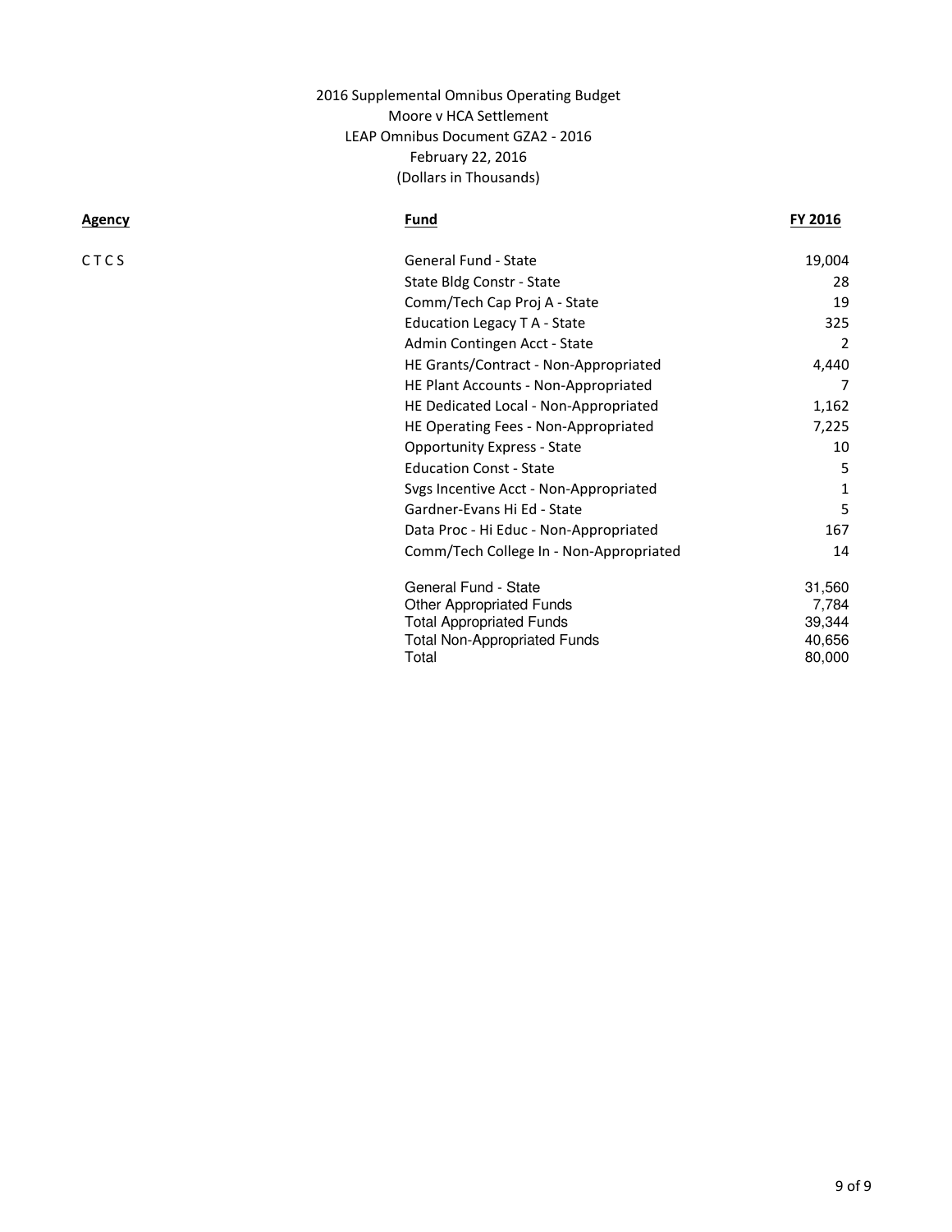2016 Supplemental Omnibus Operating Budget
Moore v HCA Settlement
LEAP Omnibus Document GZA2 - 2016
February 22, 2016
(Dollars in Thousands)

| Agency | Fund | FY 2016 |
|---|---|---|
| C T C S | General Fund - State | 19,004 |
| | State Bldg Constr - State | 28 |
| | Comm/Tech Cap Proj A - State | 19 |
| | Education Legacy T A - State | 325 |
| | Admin Contingen Acct - State | 2 |
| | HE Grants/Contract - Non-Appropriated | 4,440 |
| | HE Plant Accounts - Non-Appropriated | 7 |
| | HE Dedicated Local - Non-Appropriated | 1,162 |
| | HE Operating Fees - Non-Appropriated | 7,225 |
| | Opportunity Express - State | 10 |
| | Education Const - State | 5 |
| | Svgs Incentive Acct - Non-Appropriated | 1 |
| | Gardner-Evans Hi Ed - State | 5 |
| | Data Proc - Hi Educ - Non-Appropriated | 167 |
| | Comm/Tech College In - Non-Appropriated | 14 |
| | General Fund - State | 31,560 |
| | Other Appropriated Funds | 7,784 |
| | Total Appropriated Funds | 39,344 |
| | Total Non-Appropriated Funds | 40,656 |
| | Total | 80,000 |